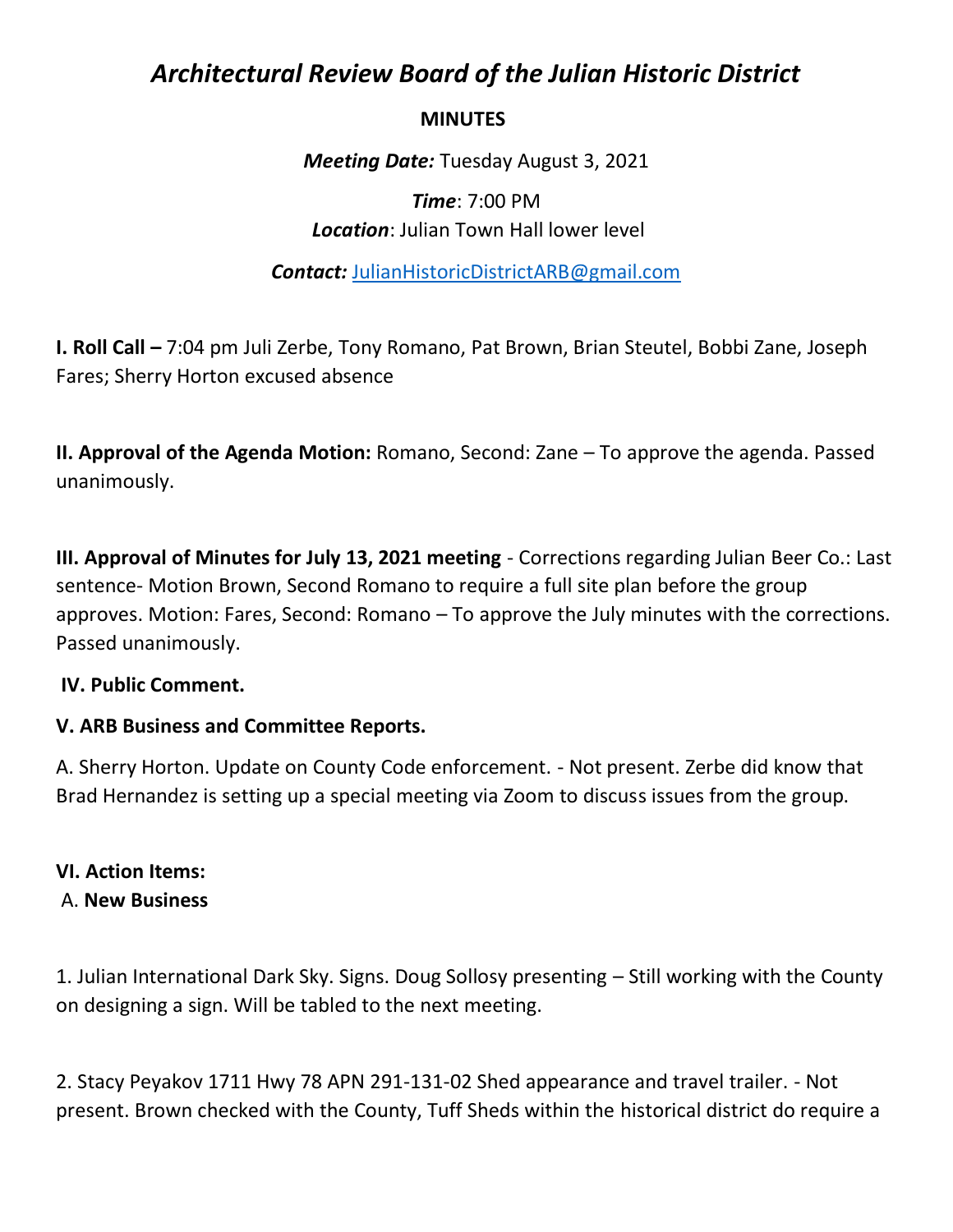# *Architectural Review Board of the Julian Historic District*

**MINUTES**

***Meeting Date:*** Tuesday August 3, 2021

***Time***: 7:00 PM
***Location***: Julian Town Hall lower level

***Contact:*** JulianHistoricDistrictARB@gmail.com

**I. Roll Call –** 7:04 pm Juli Zerbe, Tony Romano, Pat Brown, Brian Steutel, Bobbi Zane, Joseph Fares; Sherry Horton excused absence

**II. Approval of the Agenda Motion:** Romano, Second: Zane – To approve the agenda. Passed unanimously.

**III. Approval of Minutes for July 13, 2021 meeting** - Corrections regarding Julian Beer Co.: Last sentence- Motion Brown, Second Romano to require a full site plan before the group approves. Motion: Fares, Second: Romano – To approve the July minutes with the corrections. Passed unanimously.

**IV. Public Comment.**

**V. ARB Business and Committee Reports.**

A. Sherry Horton. Update on County Code enforcement. - Not present. Zerbe did know that Brad Hernandez is setting up a special meeting via Zoom to discuss issues from the group.

**VI. Action Items:**

A. **New Business**

1. Julian International Dark Sky. Signs. Doug Sollosy presenting – Still working with the County on designing a sign. Will be tabled to the next meeting.

2. Stacy Peyakov 1711 Hwy 78 APN 291-131-02 Shed appearance and travel trailer. - Not present. Brown checked with the County, Tuff Sheds within the historical district do require a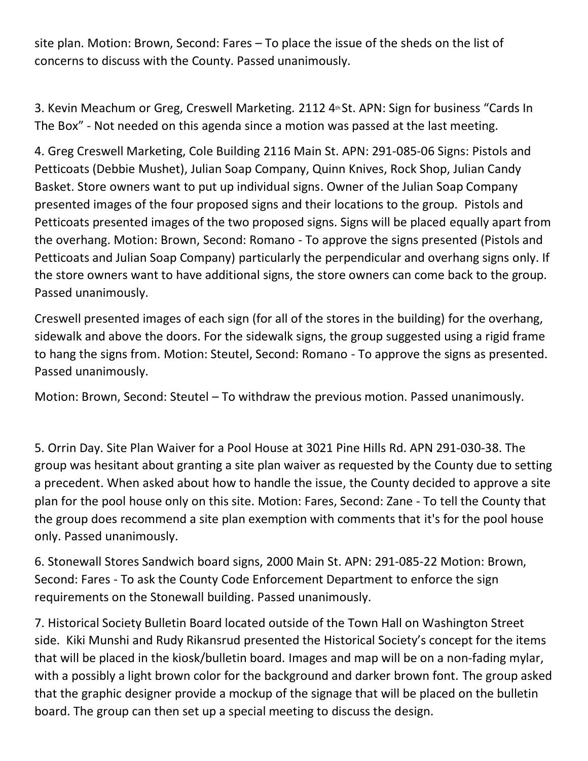site plan. Motion: Brown, Second: Fares – To place the issue of the sheds on the list of concerns to discuss with the County. Passed unanimously.

3. Kevin Meachum or Greg, Creswell Marketing. 2112 4th St. APN: Sign for business "Cards In The Box" - Not needed on this agenda since a motion was passed at the last meeting.

4. Greg Creswell Marketing, Cole Building 2116 Main St. APN: 291-085-06 Signs: Pistols and Petticoats (Debbie Mushet), Julian Soap Company, Quinn Knives, Rock Shop, Julian Candy Basket. Store owners want to put up individual signs. Owner of the Julian Soap Company presented images of the four proposed signs and their locations to the group. Pistols and Petticoats presented images of the two proposed signs. Signs will be placed equally apart from the overhang. Motion: Brown, Second: Romano - To approve the signs presented (Pistols and Petticoats and Julian Soap Company) particularly the perpendicular and overhang signs only. If the store owners want to have additional signs, the store owners can come back to the group. Passed unanimously.

Creswell presented images of each sign (for all of the stores in the building) for the overhang, sidewalk and above the doors. For the sidewalk signs, the group suggested using a rigid frame to hang the signs from. Motion: Steutel, Second: Romano - To approve the signs as presented. Passed unanimously.

Motion: Brown, Second: Steutel – To withdraw the previous motion. Passed unanimously.

5. Orrin Day. Site Plan Waiver for a Pool House at 3021 Pine Hills Rd. APN 291-030-38. The group was hesitant about granting a site plan waiver as requested by the County due to setting a precedent. When asked about how to handle the issue, the County decided to approve a site plan for the pool house only on this site. Motion: Fares, Second: Zane - To tell the County that the group does recommend a site plan exemption with comments that it's for the pool house only. Passed unanimously.

6. Stonewall Stores Sandwich board signs, 2000 Main St. APN: 291-085-22 Motion: Brown, Second: Fares - To ask the County Code Enforcement Department to enforce the sign requirements on the Stonewall building. Passed unanimously.

7. Historical Society Bulletin Board located outside of the Town Hall on Washington Street side. Kiki Munshi and Rudy Rikansrud presented the Historical Society's concept for the items that will be placed in the kiosk/bulletin board. Images and map will be on a non-fading mylar, with a possibly a light brown color for the background and darker brown font. The group asked that the graphic designer provide a mockup of the signage that will be placed on the bulletin board. The group can then set up a special meeting to discuss the design.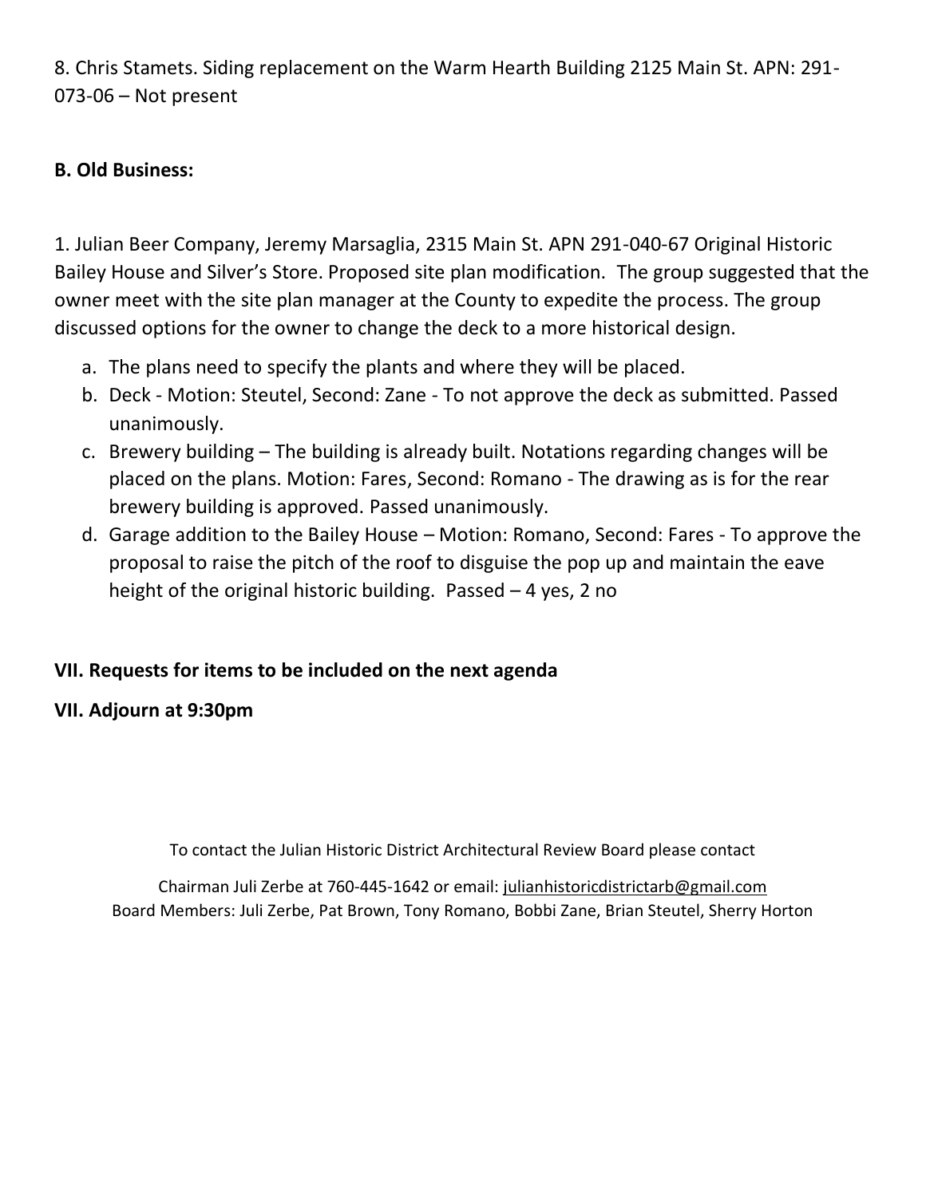8. Chris Stamets. Siding replacement on the Warm Hearth Building 2125 Main St. APN: 291-073-06 – Not present

**B. Old Business:**

1. Julian Beer Company, Jeremy Marsaglia, 2315 Main St. APN 291-040-67 Original Historic Bailey House and Silver's Store. Proposed site plan modification. The group suggested that the owner meet with the site plan manager at the County to expedite the process. The group discussed options for the owner to change the deck to a more historical design.
   a. The plans need to specify the plants and where they will be placed.
   b. Deck - Motion: Steutel, Second: Zane - To not approve the deck as submitted. Passed unanimously.
   c. Brewery building – The building is already built. Notations regarding changes will be placed on the plans. Motion: Fares, Second: Romano - The drawing as is for the rear brewery building is approved. Passed unanimously.
   d. Garage addition to the Bailey House – Motion: Romano, Second: Fares - To approve the proposal to raise the pitch of the roof to disguise the pop up and maintain the eave height of the original historic building. Passed – 4 yes, 2 no

**VII. Requests for items to be included on the next agenda**

**VII. Adjourn at 9:30pm**

To contact the Julian Historic District Architectural Review Board please contact

Chairman Juli Zerbe at 760-445-1642 or email: julianhistoricdistrictarb@gmail.com
Board Members: Juli Zerbe, Pat Brown, Tony Romano, Bobbi Zane, Brian Steutel, Sherry Horton